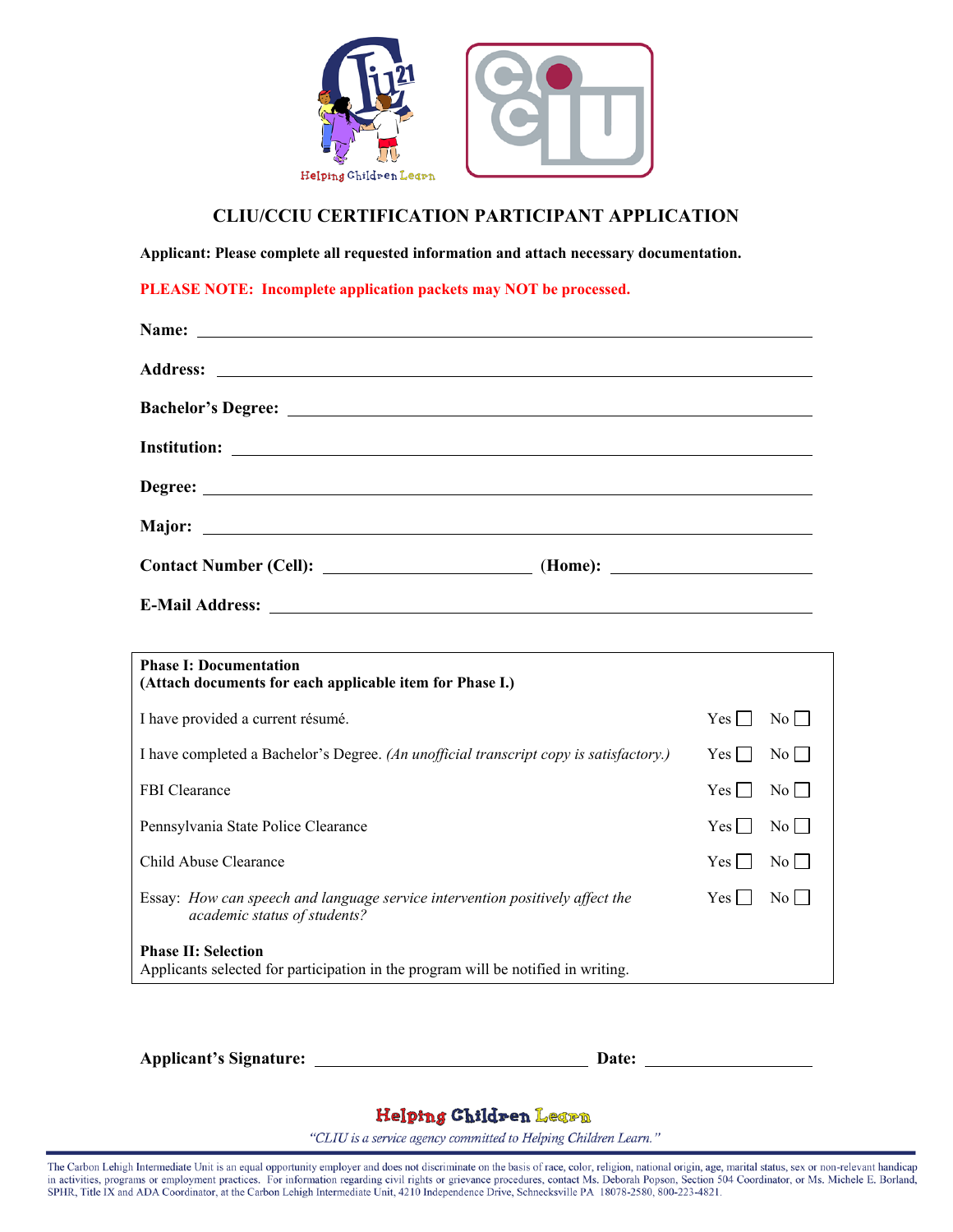# CLIU/CCIU CERTIFICATION PARTICIPANT APPLICATION

**Applicant: Please complete all requested information and attach necessary documentation.**

**PLEASE NOTE: Incomplete application packets may NOT be processed.**

**Name:** ______________________________

**Address:** ______________________________

**Bachelor's Degree:** ______________________________

**Institution:** ______________________________

**Degree:** ______________________________

**Major:** ______________________________

**Contact Number (Cell):** ______________ **(Home):** ______________

**E-Mail Address:** ______________________________

| **Phase I: Documentation** **(Attach documents for each applicable item for Phase I.)** | | |
|---|---|---|
| I have provided a current résumé. | Yes ☐ | No ☐ |
| I have completed a Bachelor's Degree. *(An unofficial transcript copy is satisfactory.)* | Yes ☐ | No ☐ |
| FBI Clearance | Yes ☐ | No ☐ |
| Pennsylvania State Police Clearance | Yes ☐ | No ☐ |
| Child Abuse Clearance | Yes ☐ | No ☐ |
| Essay: *How can speech and language service intervention positively affect the academic status of students?* | Yes ☐ | No ☐ |
| **Phase II: Selection** Applicants selected for participation in the program will be notified in writing. | | |

**Applicant's Signature:** ______________________ **Date:** ______________

**Helping Children Learn**

*"CLIU is a service agency committed to Helping Children Learn."*

The Carbon Lehigh Intermediate Unit is an equal opportunity employer and does not discriminate on the basis of race, color, religion, national origin, age, marital status, sex or non-relevant handicap in activities, programs or employment practices. For information regarding civil rights or grievance procedures, contact Ms. Deborah Popson, Section 504 Coordinator, or Ms. Michele E. Borland, SPHR, Title IX and ADA Coordinator, at the Carbon Lehigh Intermediate Unit, 4210 Independence Drive, Schnecksville PA 18078-2580, 800-223-4821.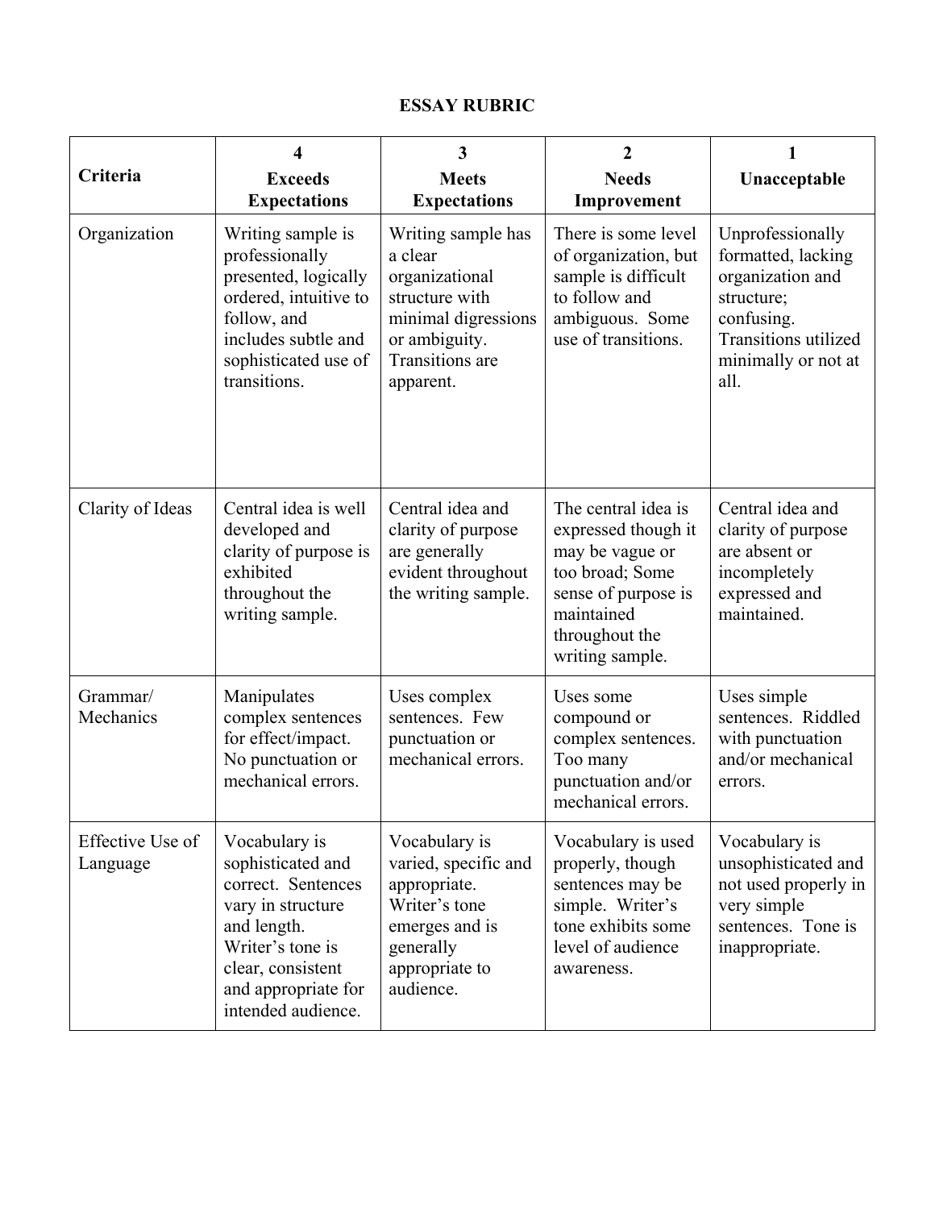# ESSAY RUBRIC

| **Criteria** | **4 Exceeds Expectations** | **3 Meets Expectations** | **2 Needs Improvement** | **1 Unacceptable** |
|---|---|---|---|---|
| Organization | Writing sample is professionally presented, logically ordered, intuitive to follow, and includes subtle and sophisticated use of transitions. | Writing sample has a clear organizational structure with minimal digressions or ambiguity. Transitions are apparent. | There is some level of organization, but sample is difficult to follow and ambiguous. Some use of transitions. | Unprofessionally formatted, lacking organization and structure; confusing. Transitions utilized minimally or not at all. |
| Clarity of Ideas | Central idea is well developed and clarity of purpose is exhibited throughout the writing sample. | Central idea and clarity of purpose are generally evident throughout the writing sample. | The central idea is expressed though it may be vague or too broad; Some sense of purpose is maintained throughout the writing sample. | Central idea and clarity of purpose are absent or incompletely expressed and maintained. |
| Grammar/ Mechanics | Manipulates complex sentences for effect/impact. No punctuation or mechanical errors. | Uses complex sentences. Few punctuation or mechanical errors. | Uses some compound or complex sentences. Too many punctuation and/or mechanical errors. | Uses simple sentences. Riddled with punctuation and/or mechanical errors. |
| Effective Use of Language | Vocabulary is sophisticated and correct. Sentences vary in structure and length. Writer's tone is clear, consistent and appropriate for intended audience. | Vocabulary is varied, specific and appropriate. Writer's tone emerges and is generally appropriate to audience. | Vocabulary is used properly, though sentences may be simple. Writer's tone exhibits some level of audience awareness. | Vocabulary is unsophisticated and not used properly in very simple sentences. Tone is inappropriate. |